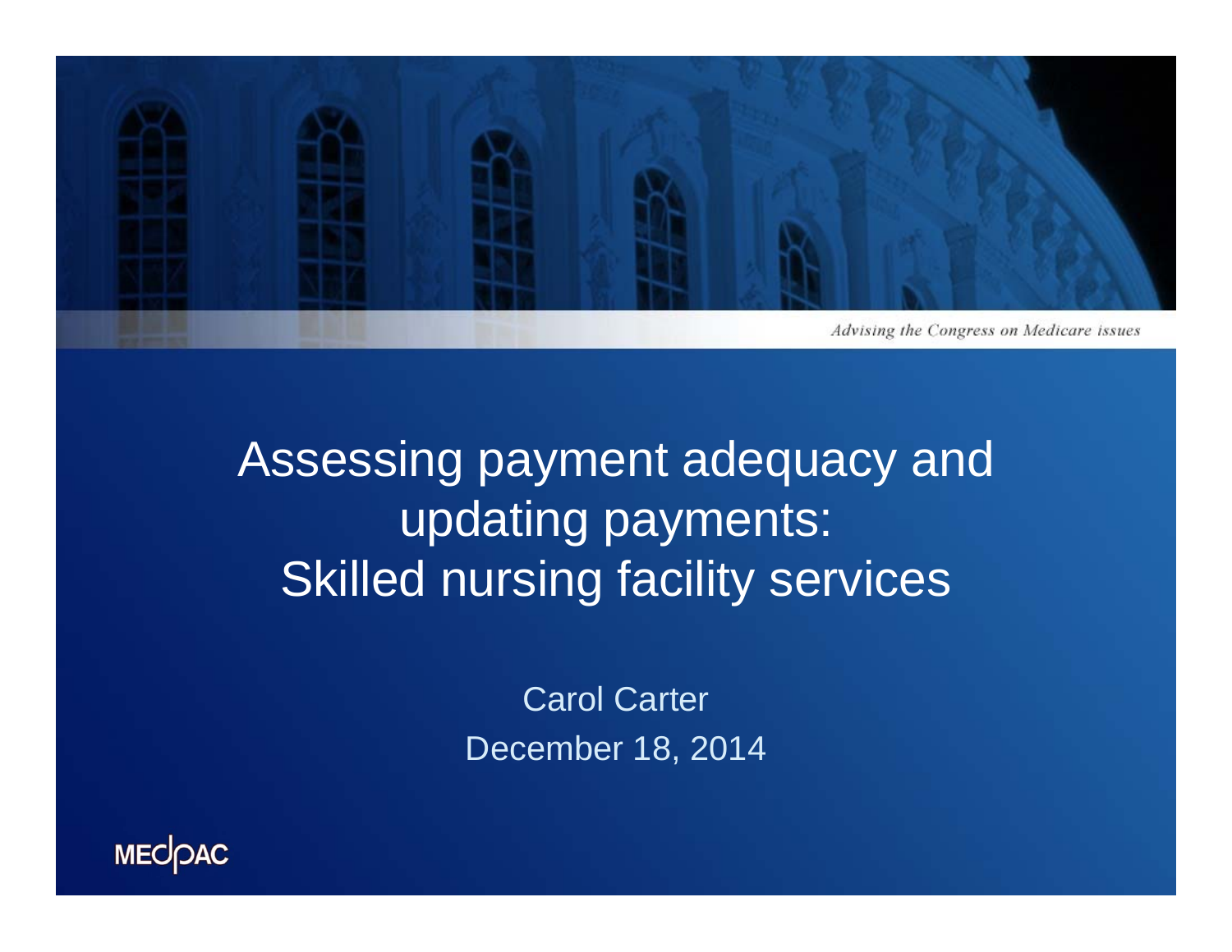*Advising the Congress on Medicare issues*

# Assessing payment adequacy and updating payments: Skilled nursing facility services

Carol Carter

December 18, 2014

MEDPAC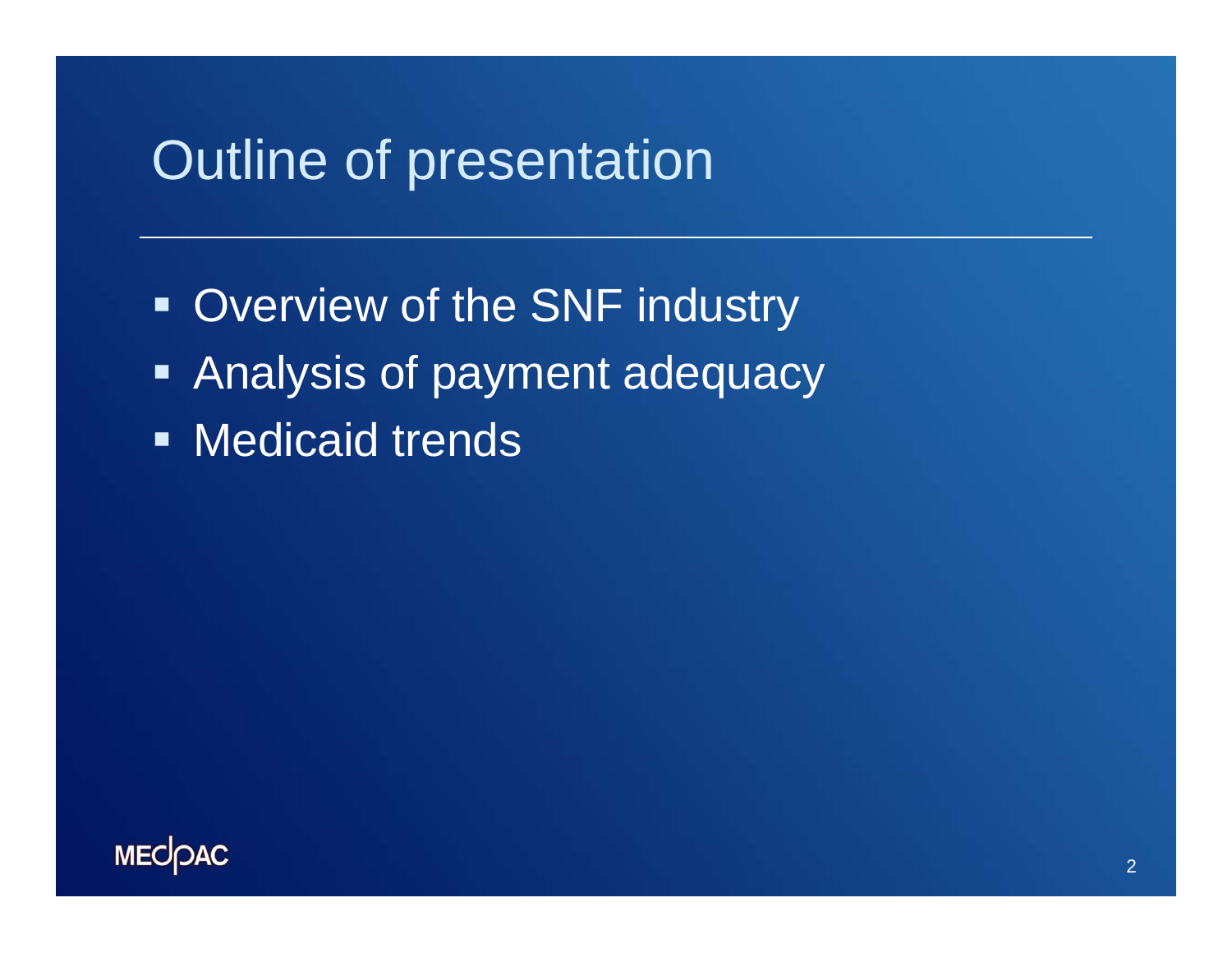# Outline of presentation

- Overview of the SNF industry
- Analysis of payment adequacy
- Medicaid trends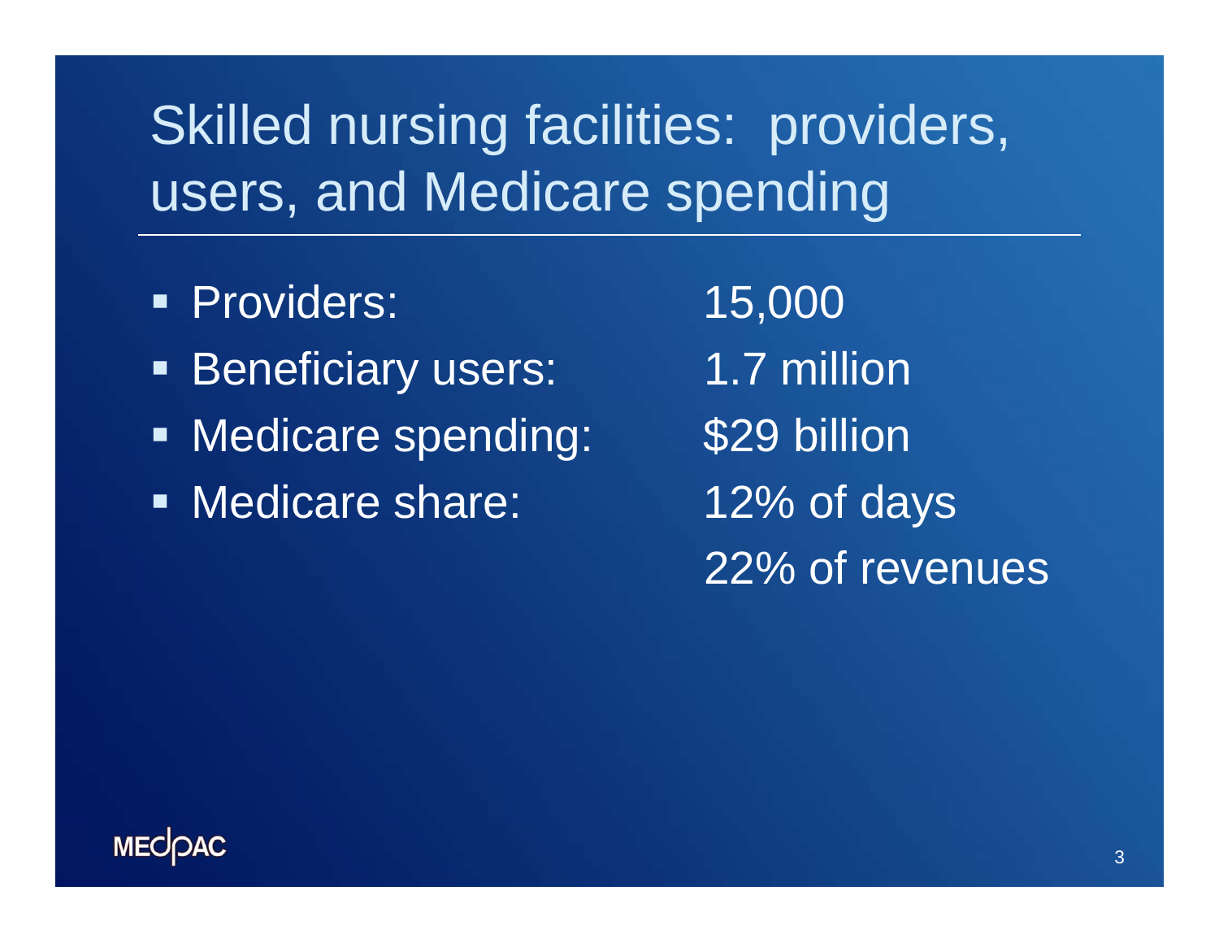# Skilled nursing facilities: providers, users, and Medicare spending

| | |
|---|---|
| Providers: | 15,000 |
| Beneficiary users: | 1.7 million |
| Medicare spending: | $29 billion |
| Medicare share: | 12% of days<br>22% of revenues |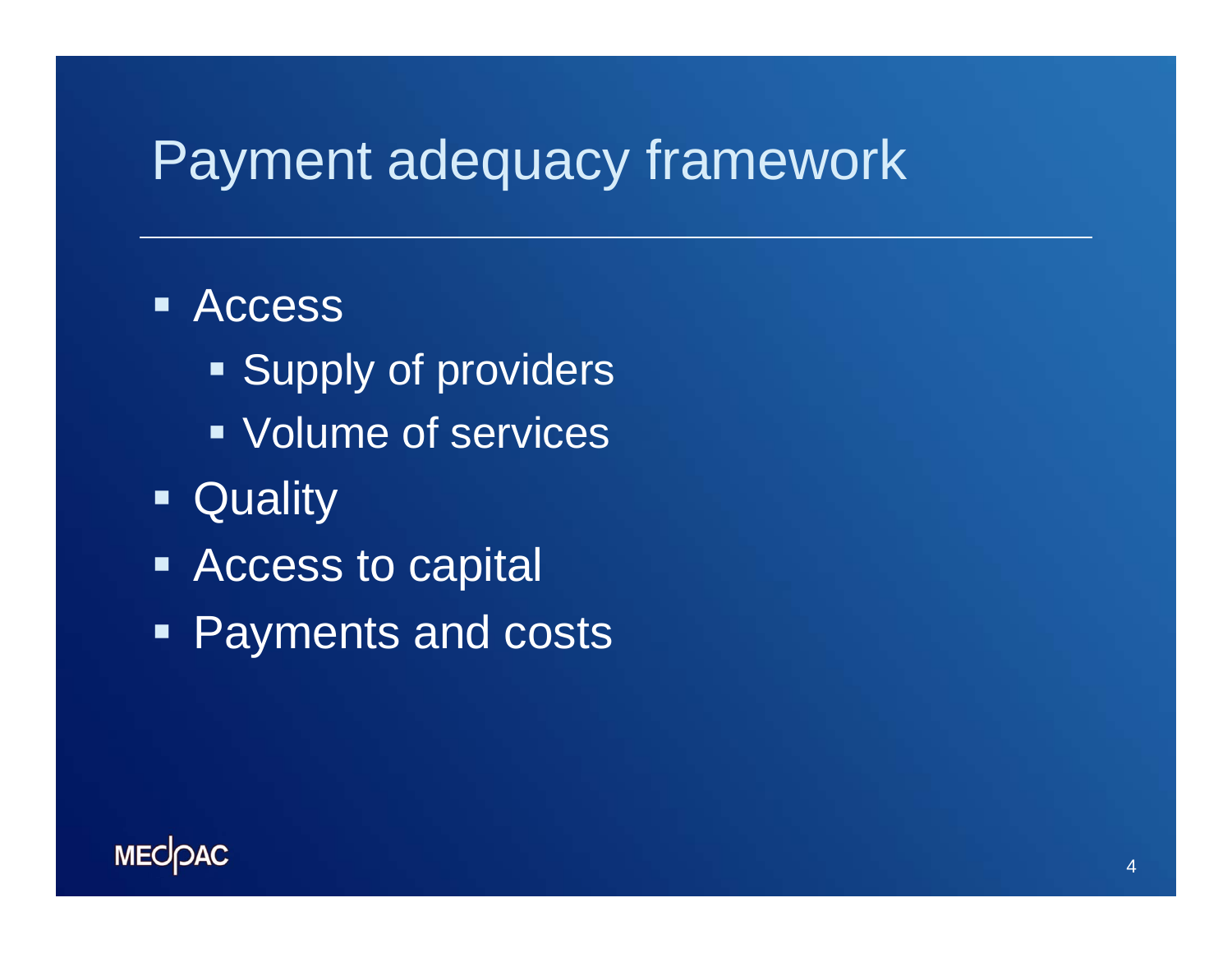# Payment adequacy framework

- Access
  - Supply of providers
  - Volume of services
- Quality
- Access to capital
- Payments and costs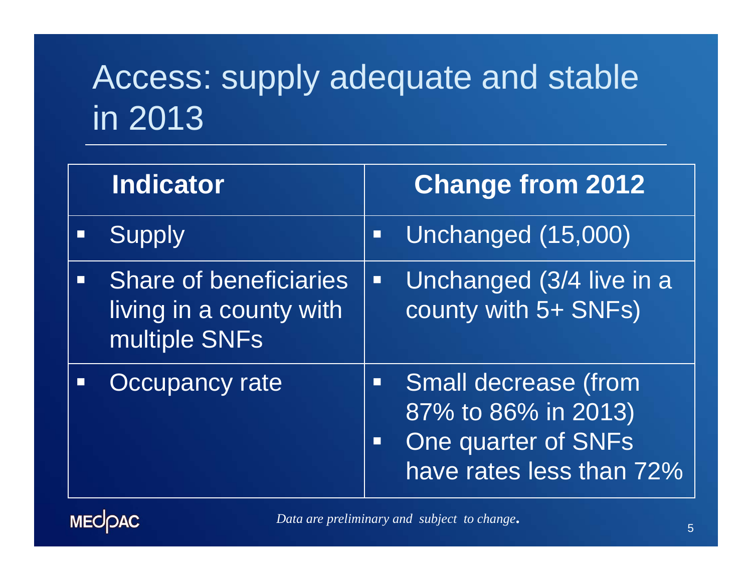# Access: supply adequate and stable in 2013

| Indicator | Change from 2012 |
| --- | --- |
| ▪ Supply | ▪ Unchanged (15,000) |
| ▪ Share of beneficiaries living in a county with multiple SNFs | ▪ Unchanged (3/4 live in a county with 5+ SNFs) |
| ▪ Occupancy rate | ▪ Small decrease (from 87% to 86% in 2013)<br>▪ One quarter of SNFs have rates less than 72% |

*Data are preliminary and subject to change.*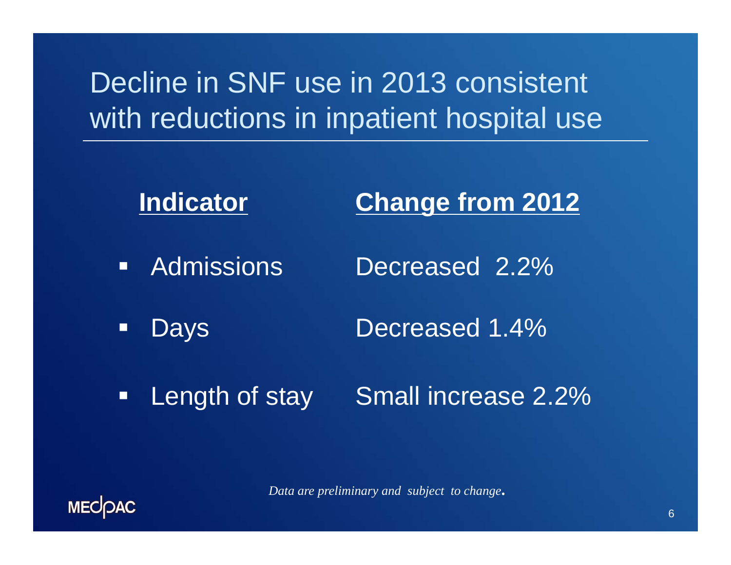# Decline in SNF use in 2013 consistent with reductions in inpatient hospital use

| Indicator | Change from 2012 |
| --- | --- |
| Admissions | Decreased 2.2% |
| Days | Decreased 1.4% |
| Length of stay | Small increase 2.2% |

*Data are preliminary and subject to change.*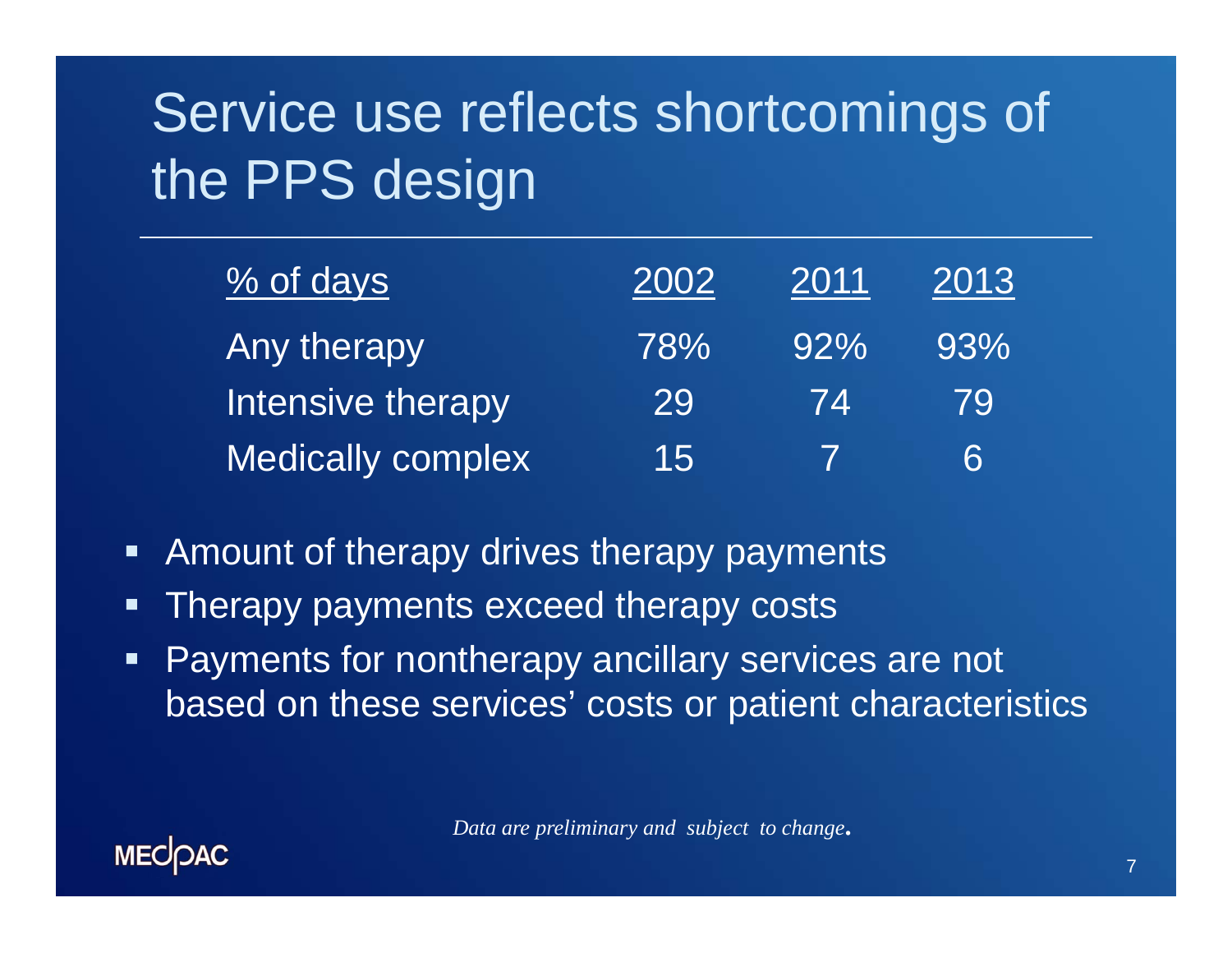# Service use reflects shortcomings of the PPS design

| % of days | 2002 | 2011 | 2013 |
| --- | --- | --- | --- |
| Any therapy | 78% | 92% | 93% |
| Intensive therapy | 29 | 74 | 79 |
| Medically complex | 15 | 7 | 6 |

- Amount of therapy drives therapy payments
- Therapy payments exceed therapy costs
- Payments for nontherapy ancillary services are not based on these services' costs or patient characteristics

*Data are preliminary and subject to change.*

MEDPAC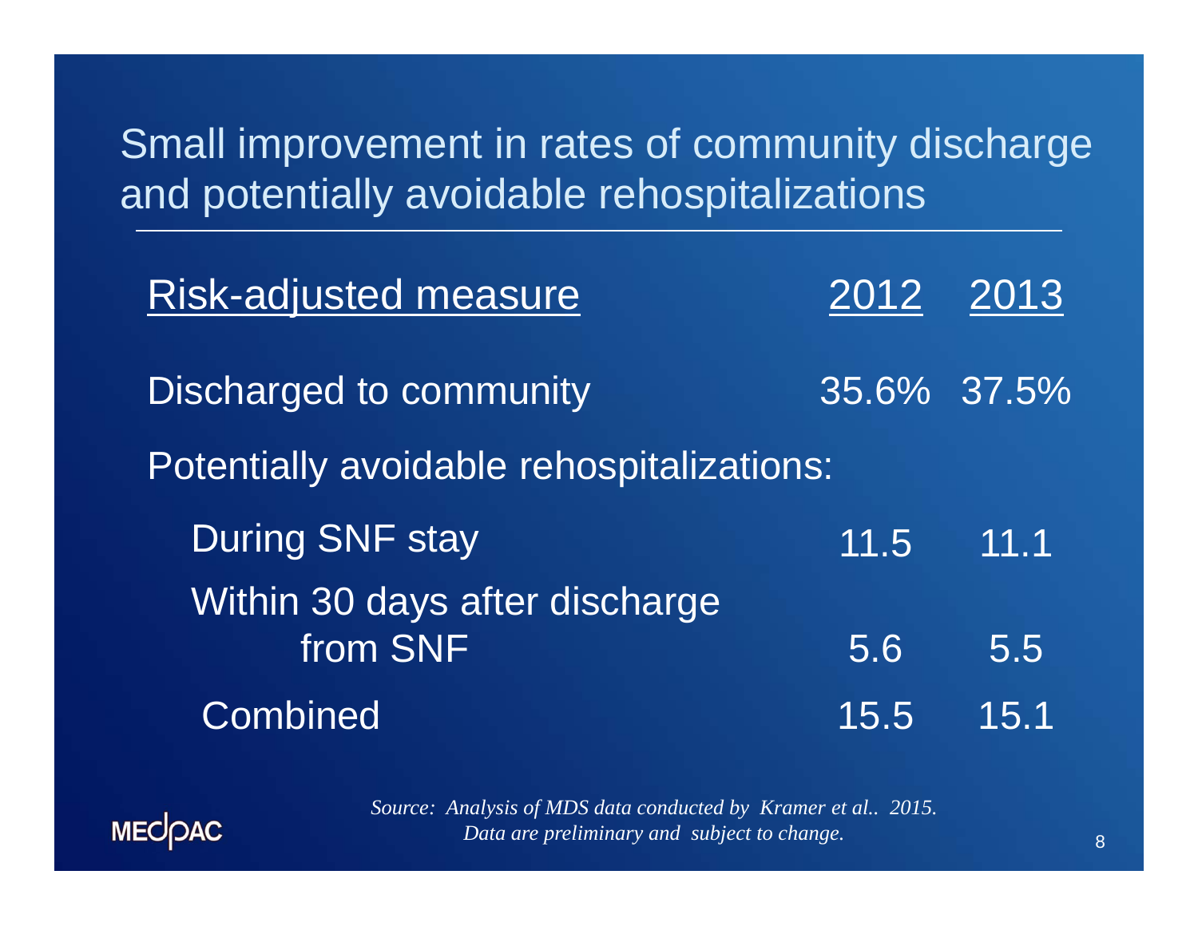# Small improvement in rates of community discharge and potentially avoidable rehospitalizations

| Risk-adjusted measure | 2012 | 2013 |
|---|---|---|
| Discharged to community | 35.6% | 37.5% |
| Potentially avoidable rehospitalizations: | | |
| During SNF stay | 11.5 | 11.1 |
| Within 30 days after discharge from SNF | 5.6 | 5.5 |
| Combined | 15.5 | 15.1 |

*Source: Analysis of MDS data conducted by Kramer et al.. 2015. Data are preliminary and subject to change.*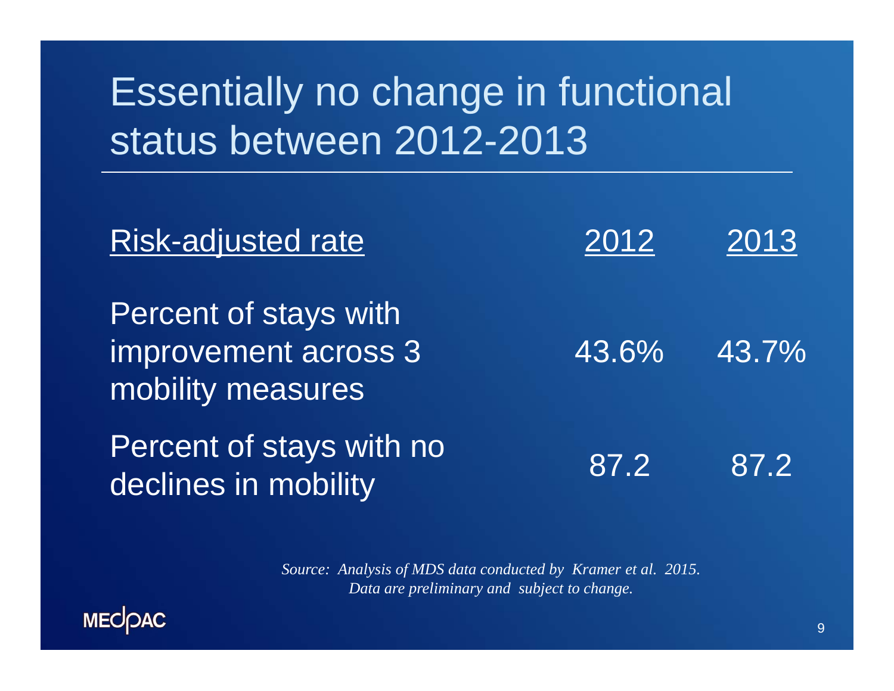# Essentially no change in functional status between 2012-2013

| Risk-adjusted rate | 2012 | 2013 |
|---|---|---|
| Percent of stays with improvement across 3 mobility measures | 43.6% | 43.7% |
| Percent of stays with no declines in mobility | 87.2 | 87.2 |

*Source: Analysis of MDS data conducted by Kramer et al. 2015. Data are preliminary and subject to change.*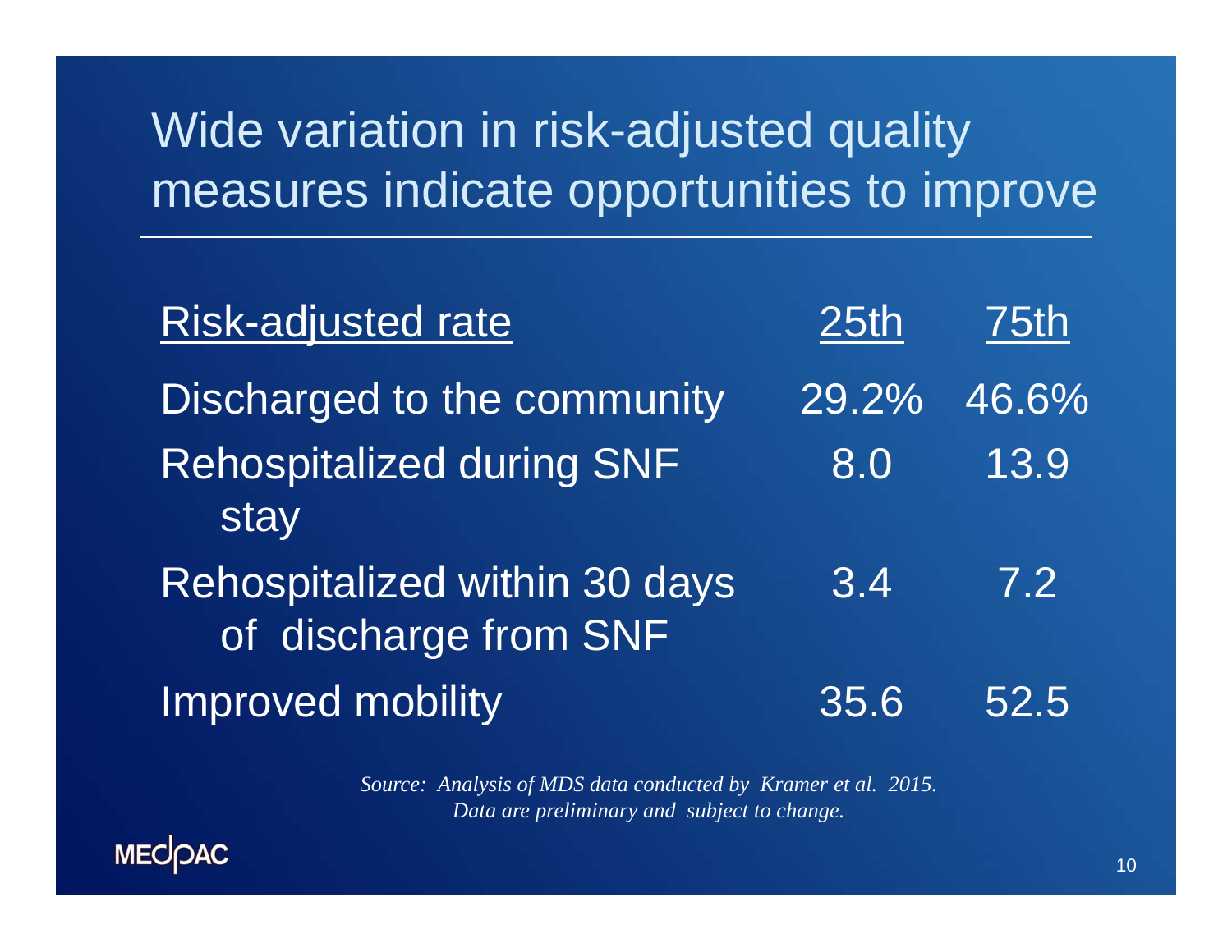# Wide variation in risk-adjusted quality measures indicate opportunities to improve

| Risk-adjusted rate | 25th | 75th |
|---|---|---|
| Discharged to the community | 29.2% | 46.6% |
| Rehospitalized during SNF stay | 8.0 | 13.9 |
| Rehospitalized within 30 days of discharge from SNF | 3.4 | 7.2 |
| Improved mobility | 35.6 | 52.5 |

*Source: Analysis of MDS data conducted by Kramer et al. 2015.*
*Data are preliminary and subject to change.*

MEDPAC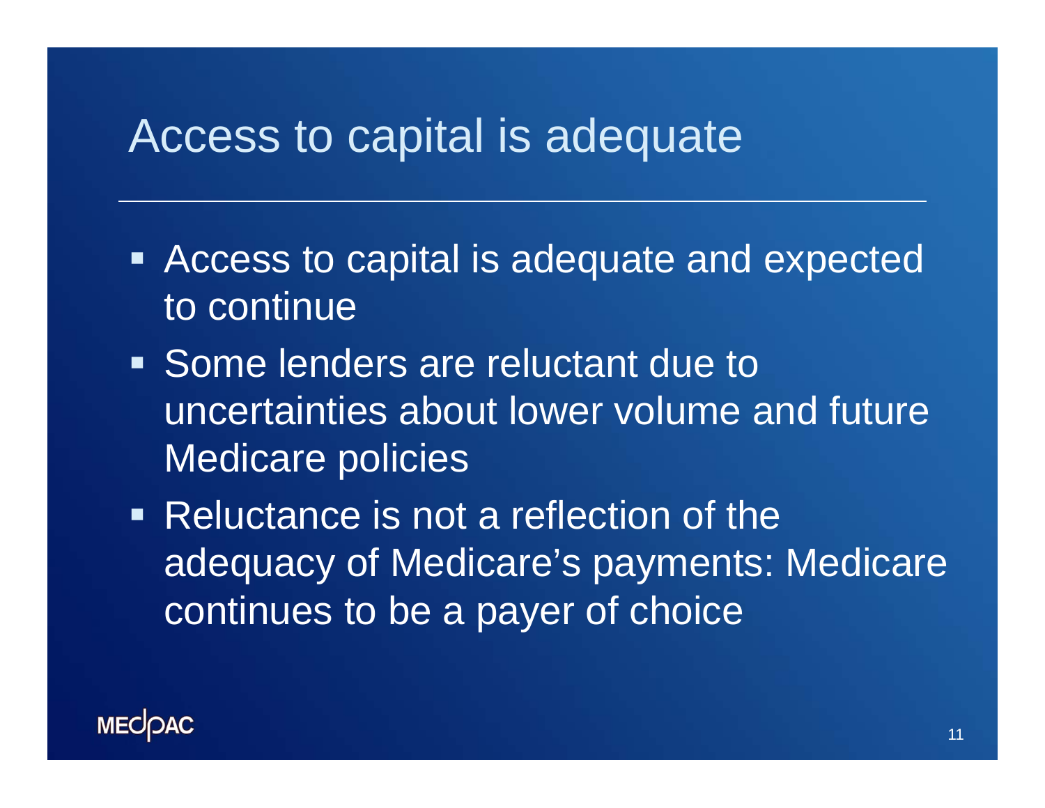# Access to capital is adequate

- Access to capital is adequate and expected to continue
- Some lenders are reluctant due to uncertainties about lower volume and future Medicare policies
- Reluctance is not a reflection of the adequacy of Medicare's payments: Medicare continues to be a payer of choice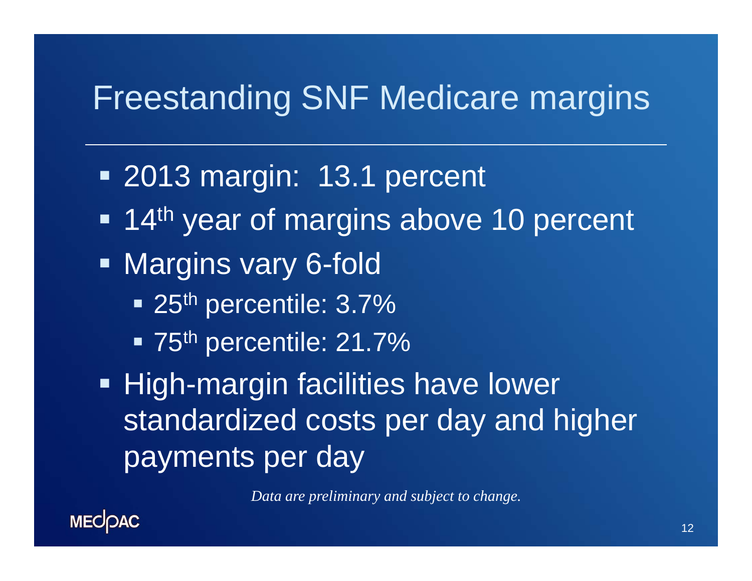# Freestanding SNF Medicare margins

- 2013 margin: 13.1 percent
- 14th year of margins above 10 percent
- Margins vary 6-fold
  - 25th percentile: 3.7%
  - 75th percentile: 21.7%
- High-margin facilities have lower standardized costs per day and higher payments per day

*Data are preliminary and subject to change.*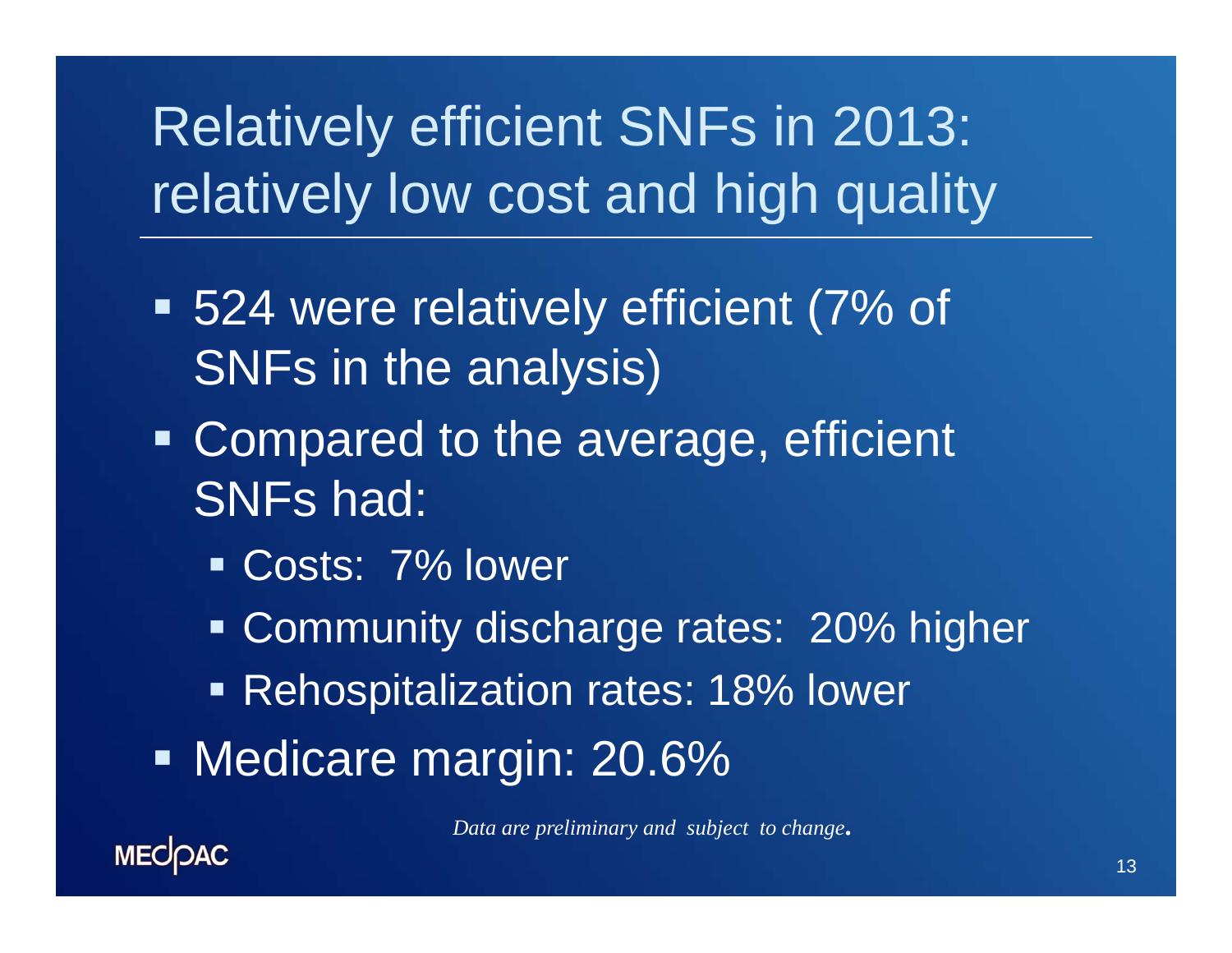# Relatively efficient SNFs in 2013: relatively low cost and high quality

- 524 were relatively efficient (7% of SNFs in the analysis)
- Compared to the average, efficient SNFs had:
  - Costs: 7% lower
  - Community discharge rates: 20% higher
  - Rehospitalization rates: 18% lower
- Medicare margin: 20.6%

*Data are preliminary and subject to change.*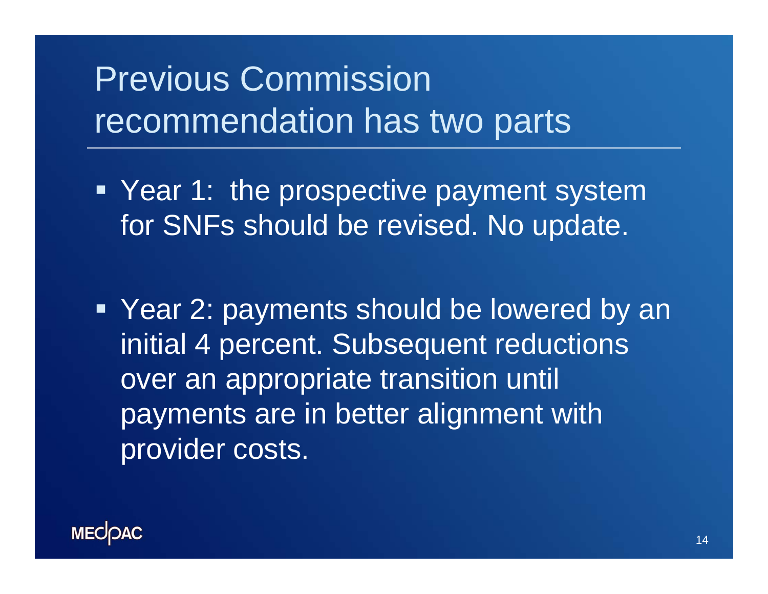# Previous Commission recommendation has two parts

- Year 1: the prospective payment system for SNFs should be revised. No update.
- Year 2: payments should be lowered by an initial 4 percent. Subsequent reductions over an appropriate transition until payments are in better alignment with provider costs.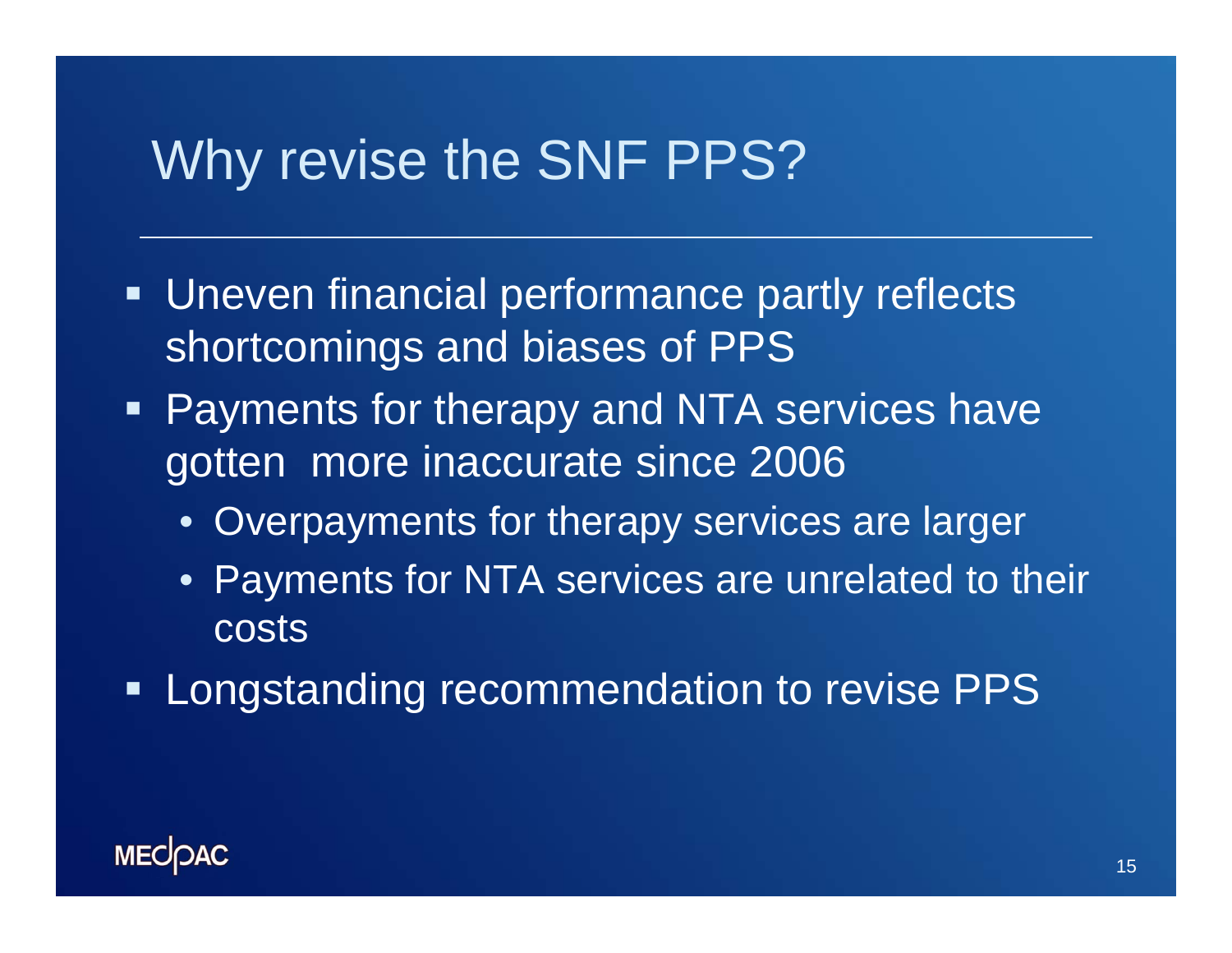# Why revise the SNF PPS?

- Uneven financial performance partly reflects shortcomings and biases of PPS
- Payments for therapy and NTA services have gotten more inaccurate since 2006
  - Overpayments for therapy services are larger
  - Payments for NTA services are unrelated to their costs
- Longstanding recommendation to revise PPS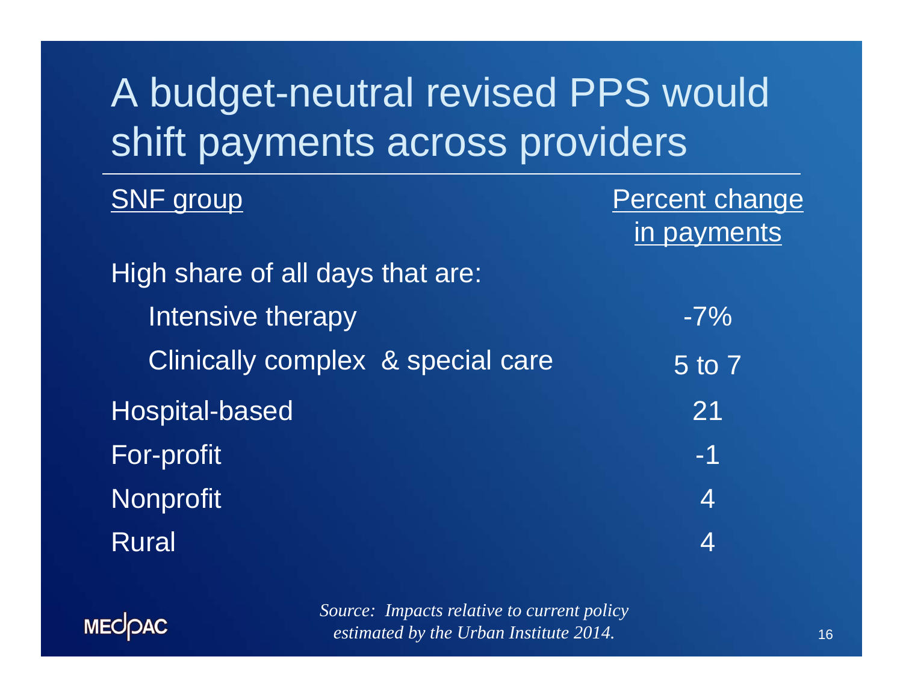# A budget-neutral revised PPS would shift payments across providers

| SNF group | Percent change in payments |
| --- | --- |
| High share of all days that are: | |
| Intensive therapy | -7% |
| Clinically complex & special care | 5 to 7 |
| Hospital-based | 21 |
| For-profit | -1 |
| Nonprofit | 4 |
| Rural | 4 |

*Source: Impacts relative to current policy estimated by the Urban Institute 2014.*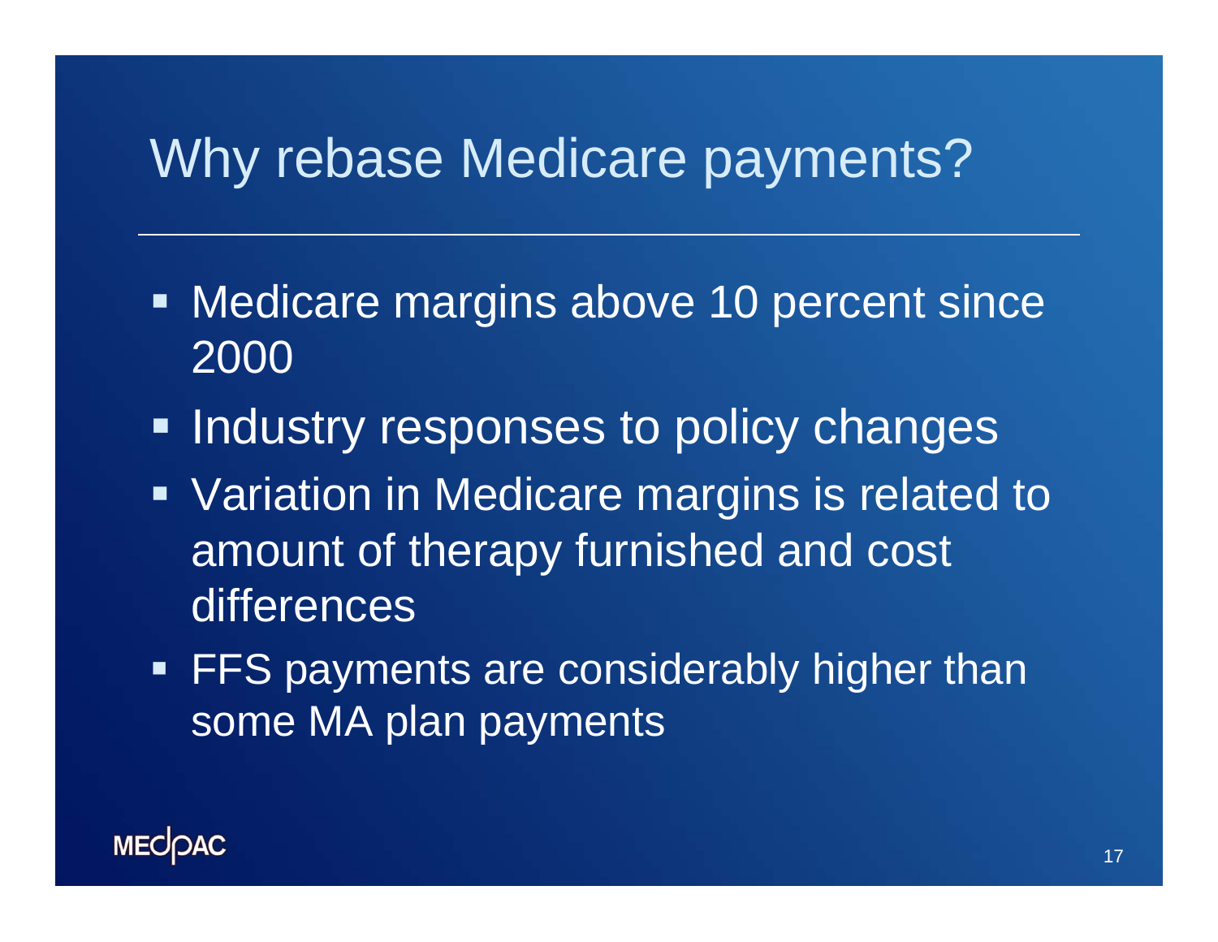# Why rebase Medicare payments?

- Medicare margins above 10 percent since 2000
- Industry responses to policy changes
- Variation in Medicare margins is related to amount of therapy furnished and cost differences
- FFS payments are considerably higher than some MA plan payments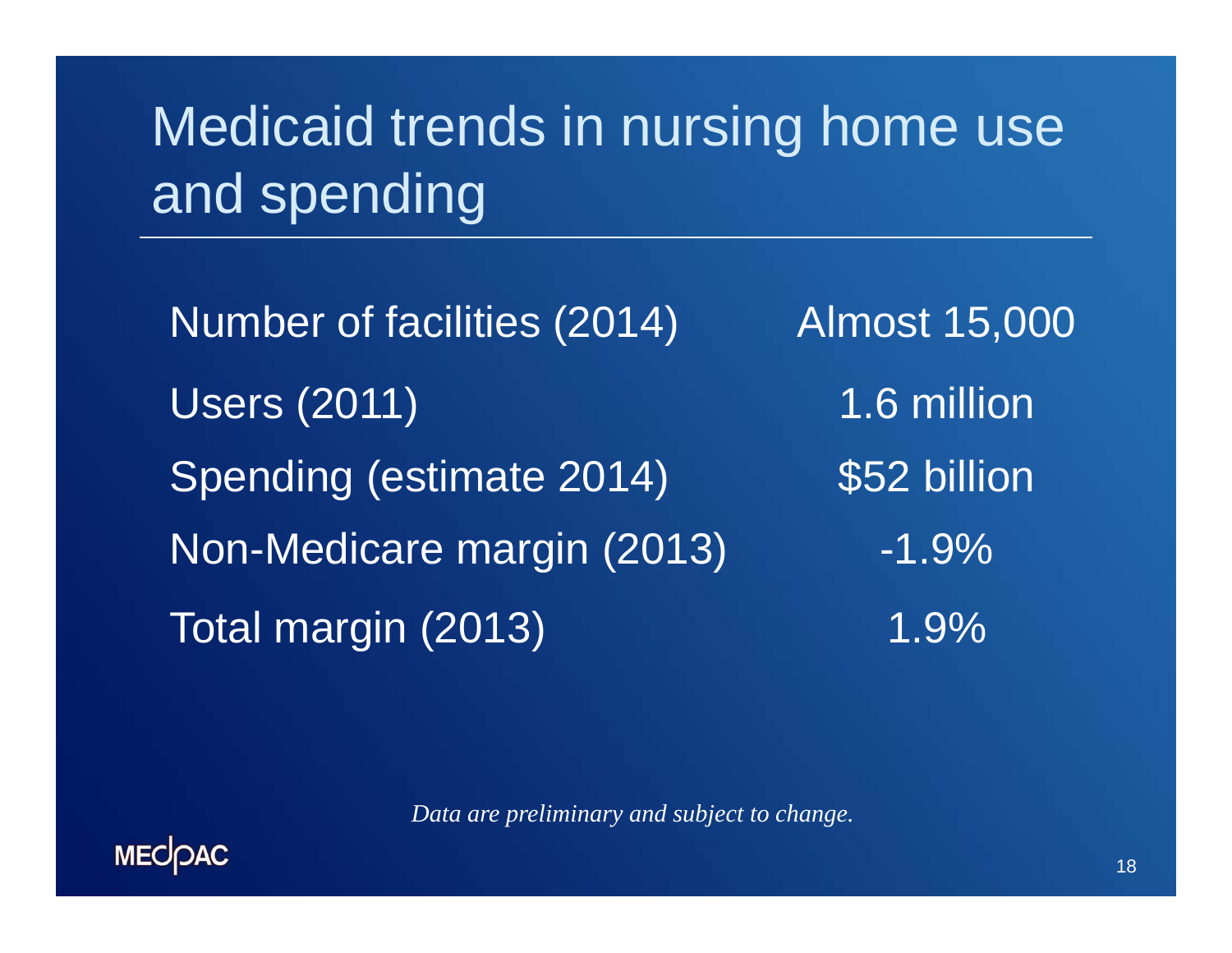# Medicaid trends in nursing home use and spending

| | |
|---|---|
| Number of facilities (2014) | Almost 15,000 |
| Users (2011) | 1.6 million |
| Spending (estimate 2014) | $52 billion |
| Non-Medicare margin (2013) | -1.9% |
| Total margin (2013) | 1.9% |

*Data are preliminary and subject to change.*

MEDPAC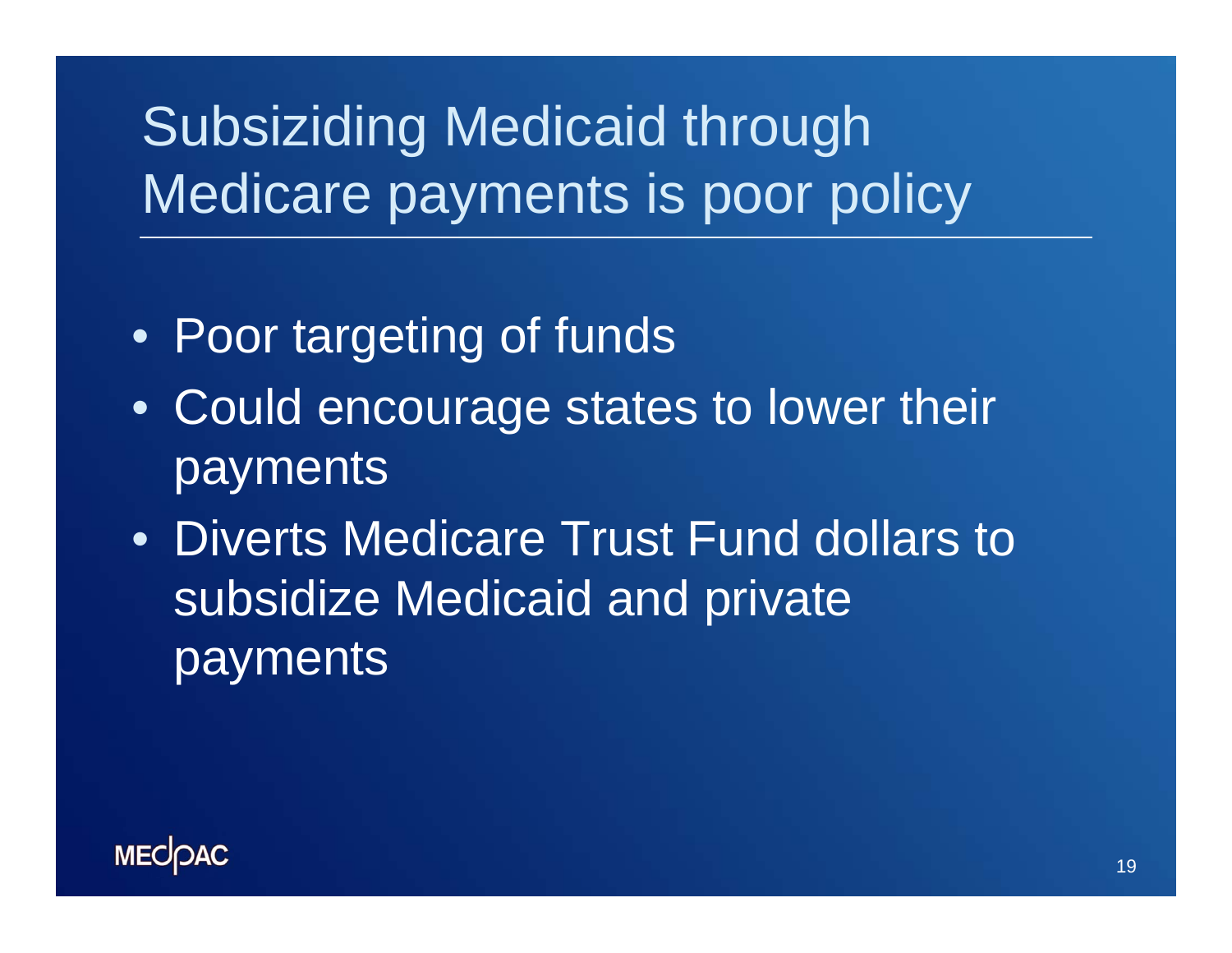# Subsiziding Medicaid through Medicare payments is poor policy

- Poor targeting of funds
- Could encourage states to lower their payments
- Diverts Medicare Trust Fund dollars to subsidize Medicaid and private payments